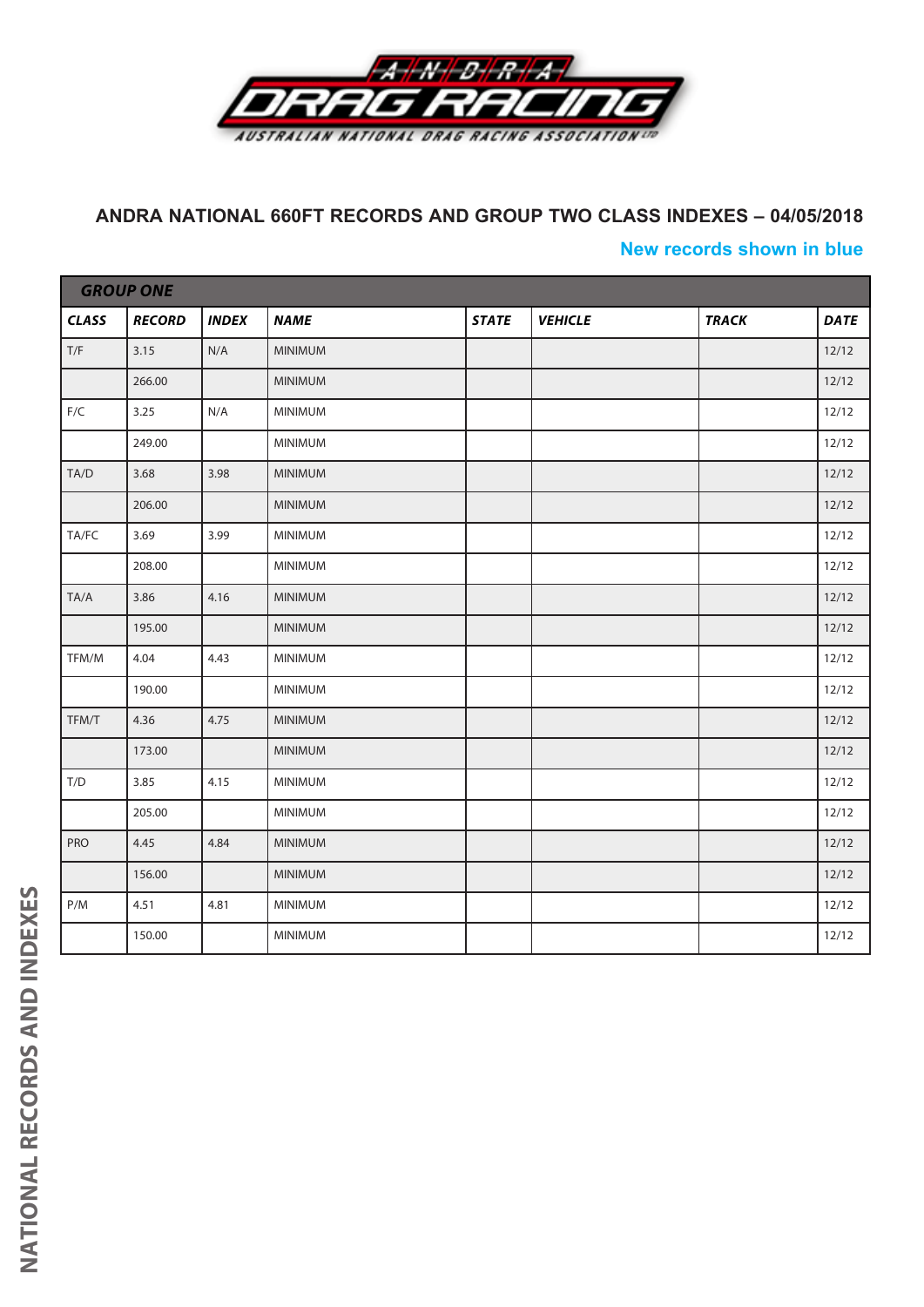## ANDRA NATIONAL 660FT RECORDS AND GROUP TWO CLASS INDEXES – 04/05/2018

**New records shown in blue**

| GROUP ONE | | | | | | | |
|---|---|---|---|---|---|---|---|
| **CLASS** | **RECORD** | **INDEX** | **NAME** | **STATE** | **VEHICLE** | **TRACK** | **DATE** |
| T/F | 3.15 | N/A | MINIMUM | | | | 12/12 |
| | 266.00 | | MINIMUM | | | | 12/12 |
| F/C | 3.25 | N/A | MINIMUM | | | | 12/12 |
| | 249.00 | | MINIMUM | | | | 12/12 |
| TA/D | 3.68 | 3.98 | MINIMUM | | | | 12/12 |
| | 206.00 | | MINIMUM | | | | 12/12 |
| TA/FC | 3.69 | 3.99 | MINIMUM | | | | 12/12 |
| | 208.00 | | MINIMUM | | | | 12/12 |
| TA/A | 3.86 | 4.16 | MINIMUM | | | | 12/12 |
| | 195.00 | | MINIMUM | | | | 12/12 |
| TFM/M | 4.04 | 4.43 | MINIMUM | | | | 12/12 |
| | 190.00 | | MINIMUM | | | | 12/12 |
| TFM/T | 4.36 | 4.75 | MINIMUM | | | | 12/12 |
| | 173.00 | | MINIMUM | | | | 12/12 |
| T/D | 3.85 | 4.15 | MINIMUM | | | | 12/12 |
| | 205.00 | | MINIMUM | | | | 12/12 |
| PRO | 4.45 | 4.84 | MINIMUM | | | | 12/12 |
| | 156.00 | | MINIMUM | | | | 12/12 |
| P/M | 4.51 | 4.81 | MINIMUM | | | | 12/12 |
| | 150.00 | | MINIMUM | | | | 12/12 |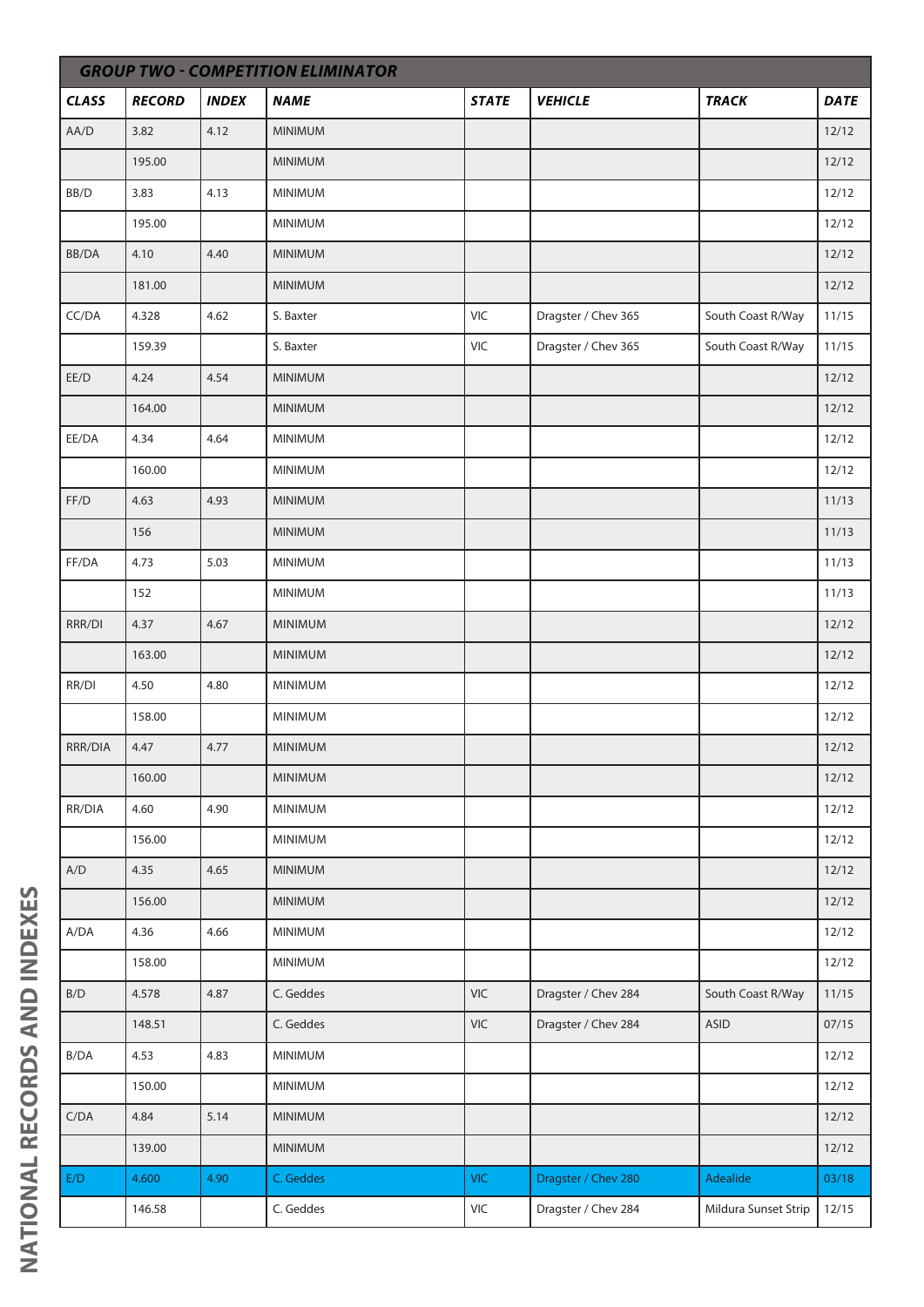| GROUP TWO - COMPETITION ELIMINATOR | | | | | | | |
|---|---|---|---|---|---|---|---|
| **CLASS** | **RECORD** | **INDEX** | **NAME** | **STATE** | **VEHICLE** | **TRACK** | **DATE** |
| AA/D | 3.82 | 4.12 | MINIMUM | | | | 12/12 |
| | 195.00 | | MINIMUM | | | | 12/12 |
| BB/D | 3.83 | 4.13 | MINIMUM | | | | 12/12 |
| | 195.00 | | MINIMUM | | | | 12/12 |
| BB/DA | 4.10 | 4.40 | MINIMUM | | | | 12/12 |
| | 181.00 | | MINIMUM | | | | 12/12 |
| CC/DA | 4.328 | 4.62 | S. Baxter | VIC | Dragster / Chev 365 | South Coast R/Way | 11/15 |
| | 159.39 | | S. Baxter | VIC | Dragster / Chev 365 | South Coast R/Way | 11/15 |
| EE/D | 4.24 | 4.54 | MINIMUM | | | | 12/12 |
| | 164.00 | | MINIMUM | | | | 12/12 |
| EE/DA | 4.34 | 4.64 | MINIMUM | | | | 12/12 |
| | 160.00 | | MINIMUM | | | | 12/12 |
| FF/D | 4.63 | 4.93 | MINIMUM | | | | 11/13 |
| | 156 | | MINIMUM | | | | 11/13 |
| FF/DA | 4.73 | 5.03 | MINIMUM | | | | 11/13 |
| | 152 | | MINIMUM | | | | 11/13 |
| RRR/DI | 4.37 | 4.67 | MINIMUM | | | | 12/12 |
| | 163.00 | | MINIMUM | | | | 12/12 |
| RR/DI | 4.50 | 4.80 | MINIMUM | | | | 12/12 |
| | 158.00 | | MINIMUM | | | | 12/12 |
| RRR/DIA | 4.47 | 4.77 | MINIMUM | | | | 12/12 |
| | 160.00 | | MINIMUM | | | | 12/12 |
| RR/DIA | 4.60 | 4.90 | MINIMUM | | | | 12/12 |
| | 156.00 | | MINIMUM | | | | 12/12 |
| A/D | 4.35 | 4.65 | MINIMUM | | | | 12/12 |
| | 156.00 | | MINIMUM | | | | 12/12 |
| A/DA | 4.36 | 4.66 | MINIMUM | | | | 12/12 |
| | 158.00 | | MINIMUM | | | | 12/12 |
| B/D | 4.578 | 4.87 | C. Geddes | VIC | Dragster / Chev 284 | South Coast R/Way | 11/15 |
| | 148.51 | | C. Geddes | VIC | Dragster / Chev 284 | ASID | 07/15 |
| B/DA | 4.53 | 4.83 | MINIMUM | | | | 12/12 |
| | 150.00 | | MINIMUM | | | | 12/12 |
| C/DA | 4.84 | 5.14 | MINIMUM | | | | 12/12 |
| | 139.00 | | MINIMUM | | | | 12/12 |
| E/D | 4.600 | 4.90 | C. Geddes | VIC | Dragster / Chev 280 | Adealide | 03/18 |
| | 146.58 | | C. Geddes | VIC | Dragster / Chev 284 | Mildura Sunset Strip | 12/15 |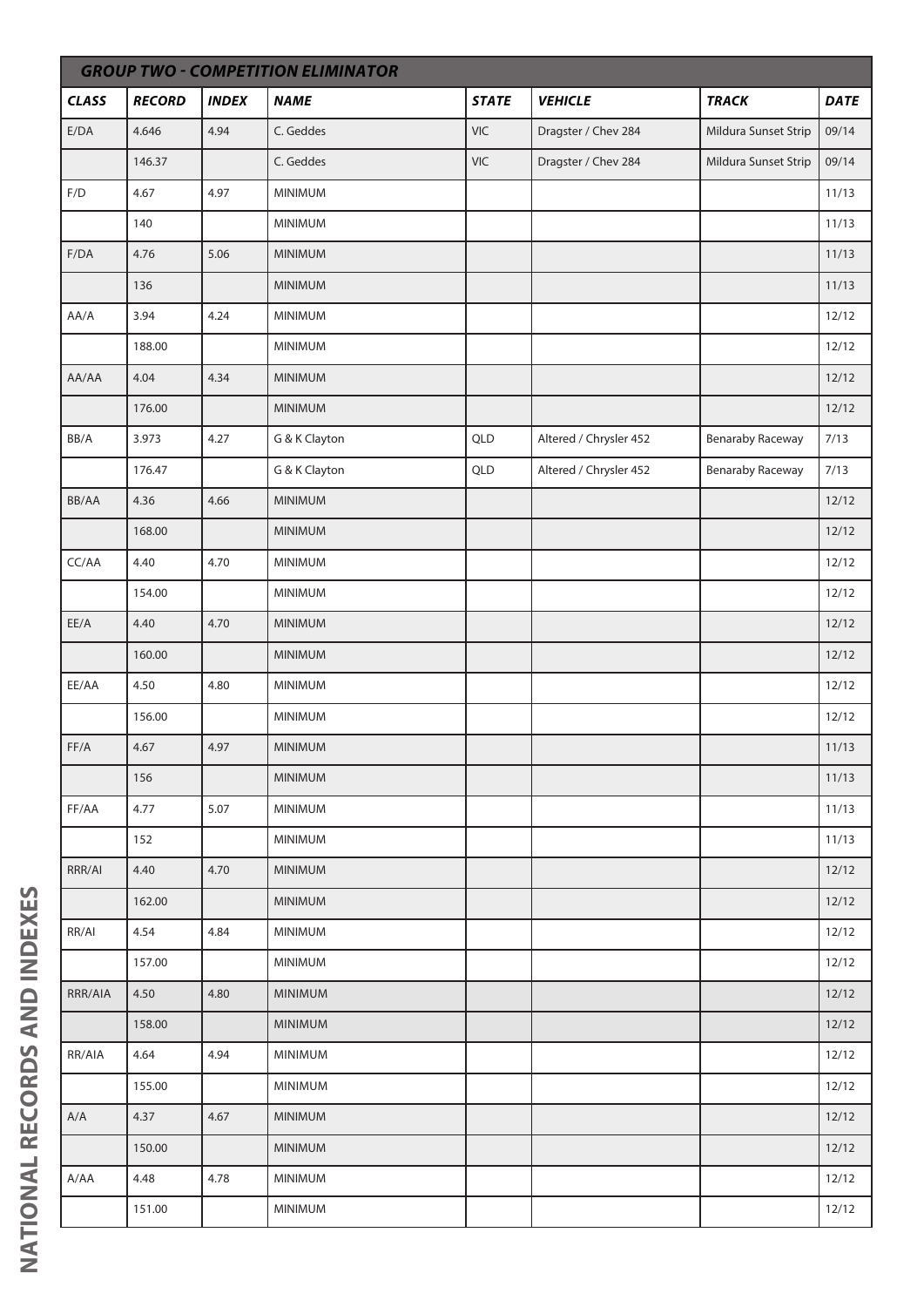## GROUP TWO - COMPETITION ELIMINATOR

| CLASS | RECORD | INDEX | NAME | STATE | VEHICLE | TRACK | DATE |
|---|---|---|---|---|---|---|---|
| E/DA | 4.646 | 4.94 | C. Geddes | VIC | Dragster / Chev 284 | Mildura Sunset Strip | 09/14 |
| | 146.37 | | C. Geddes | VIC | Dragster / Chev 284 | Mildura Sunset Strip | 09/14 |
| F/D | 4.67 | 4.97 | MINIMUM | | | | 11/13 |
| | 140 | | MINIMUM | | | | 11/13 |
| F/DA | 4.76 | 5.06 | MINIMUM | | | | 11/13 |
| | 136 | | MINIMUM | | | | 11/13 |
| AA/A | 3.94 | 4.24 | MINIMUM | | | | 12/12 |
| | 188.00 | | MINIMUM | | | | 12/12 |
| AA/AA | 4.04 | 4.34 | MINIMUM | | | | 12/12 |
| | 176.00 | | MINIMUM | | | | 12/12 |
| BB/A | 3.973 | 4.27 | G & K Clayton | QLD | Altered / Chrysler 452 | Benaraby Raceway | 7/13 |
| | 176.47 | | G & K Clayton | QLD | Altered / Chrysler 452 | Benaraby Raceway | 7/13 |
| BB/AA | 4.36 | 4.66 | MINIMUM | | | | 12/12 |
| | 168.00 | | MINIMUM | | | | 12/12 |
| CC/AA | 4.40 | 4.70 | MINIMUM | | | | 12/12 |
| | 154.00 | | MINIMUM | | | | 12/12 |
| EE/A | 4.40 | 4.70 | MINIMUM | | | | 12/12 |
| | 160.00 | | MINIMUM | | | | 12/12 |
| EE/AA | 4.50 | 4.80 | MINIMUM | | | | 12/12 |
| | 156.00 | | MINIMUM | | | | 12/12 |
| FF/A | 4.67 | 4.97 | MINIMUM | | | | 11/13 |
| | 156 | | MINIMUM | | | | 11/13 |
| FF/AA | 4.77 | 5.07 | MINIMUM | | | | 11/13 |
| | 152 | | MINIMUM | | | | 11/13 |
| RRR/AI | 4.40 | 4.70 | MINIMUM | | | | 12/12 |
| | 162.00 | | MINIMUM | | | | 12/12 |
| RR/AI | 4.54 | 4.84 | MINIMUM | | | | 12/12 |
| | 157.00 | | MINIMUM | | | | 12/12 |
| RRR/AIA | 4.50 | 4.80 | MINIMUM | | | | 12/12 |
| | 158.00 | | MINIMUM | | | | 12/12 |
| RR/AIA | 4.64 | 4.94 | MINIMUM | | | | 12/12 |
| | 155.00 | | MINIMUM | | | | 12/12 |
| A/A | 4.37 | 4.67 | MINIMUM | | | | 12/12 |
| | 150.00 | | MINIMUM | | | | 12/12 |
| A/AA | 4.48 | 4.78 | MINIMUM | | | | 12/12 |
| | 151.00 | | MINIMUM | | | | 12/12 |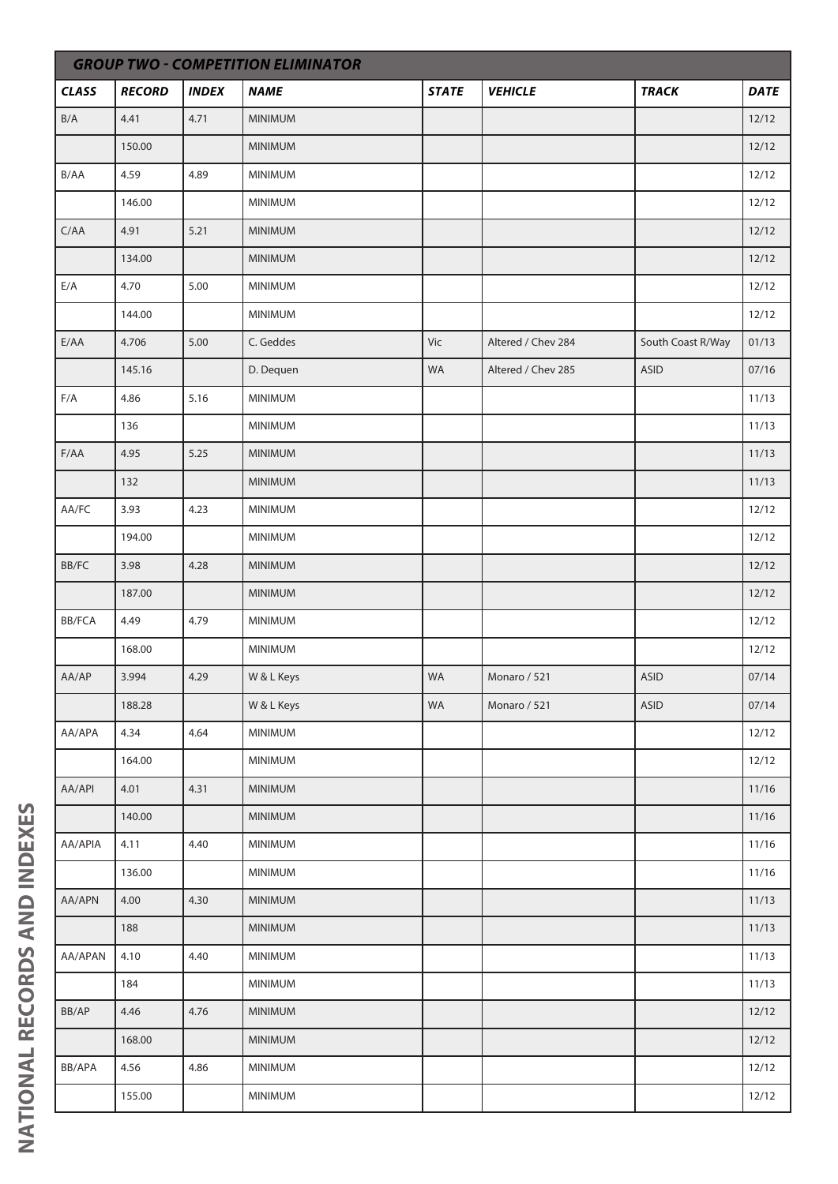| GROUP TWO - COMPETITION ELIMINATOR | | | | | | | |
|---|---|---|---|---|---|---|---|
| **CLASS** | **RECORD** | **INDEX** | **NAME** | **STATE** | **VEHICLE** | **TRACK** | **DATE** |
| B/A | 4.41 | 4.71 | MINIMUM | | | | 12/12 |
| | 150.00 | | MINIMUM | | | | 12/12 |
| B/AA | 4.59 | 4.89 | MINIMUM | | | | 12/12 |
| | 146.00 | | MINIMUM | | | | 12/12 |
| C/AA | 4.91 | 5.21 | MINIMUM | | | | 12/12 |
| | 134.00 | | MINIMUM | | | | 12/12 |
| E/A | 4.70 | 5.00 | MINIMUM | | | | 12/12 |
| | 144.00 | | MINIMUM | | | | 12/12 |
| E/AA | 4.706 | 5.00 | C. Geddes | Vic | Altered / Chev 284 | South Coast R/Way | 01/13 |
| | 145.16 | | D. Dequen | WA | Altered / Chev 285 | ASID | 07/16 |
| F/A | 4.86 | 5.16 | MINIMUM | | | | 11/13 |
| | 136 | | MINIMUM | | | | 11/13 |
| F/AA | 4.95 | 5.25 | MINIMUM | | | | 11/13 |
| | 132 | | MINIMUM | | | | 11/13 |
| AA/FC | 3.93 | 4.23 | MINIMUM | | | | 12/12 |
| | 194.00 | | MINIMUM | | | | 12/12 |
| BB/FC | 3.98 | 4.28 | MINIMUM | | | | 12/12 |
| | 187.00 | | MINIMUM | | | | 12/12 |
| BB/FCA | 4.49 | 4.79 | MINIMUM | | | | 12/12 |
| | 168.00 | | MINIMUM | | | | 12/12 |
| AA/AP | 3.994 | 4.29 | W & L Keys | WA | Monaro / 521 | ASID | 07/14 |
| | 188.28 | | W & L Keys | WA | Monaro / 521 | ASID | 07/14 |
| AA/APA | 4.34 | 4.64 | MINIMUM | | | | 12/12 |
| | 164.00 | | MINIMUM | | | | 12/12 |
| AA/API | 4.01 | 4.31 | MINIMUM | | | | 11/16 |
| | 140.00 | | MINIMUM | | | | 11/16 |
| AA/APIA | 4.11 | 4.40 | MINIMUM | | | | 11/16 |
| | 136.00 | | MINIMUM | | | | 11/16 |
| AA/APN | 4.00 | 4.30 | MINIMUM | | | | 11/13 |
| | 188 | | MINIMUM | | | | 11/13 |
| AA/APAN | 4.10 | 4.40 | MINIMUM | | | | 11/13 |
| | 184 | | MINIMUM | | | | 11/13 |
| BB/AP | 4.46 | 4.76 | MINIMUM | | | | 12/12 |
| | 168.00 | | MINIMUM | | | | 12/12 |
| BB/APA | 4.56 | 4.86 | MINIMUM | | | | 12/12 |
| | 155.00 | | MINIMUM | | | | 12/12 |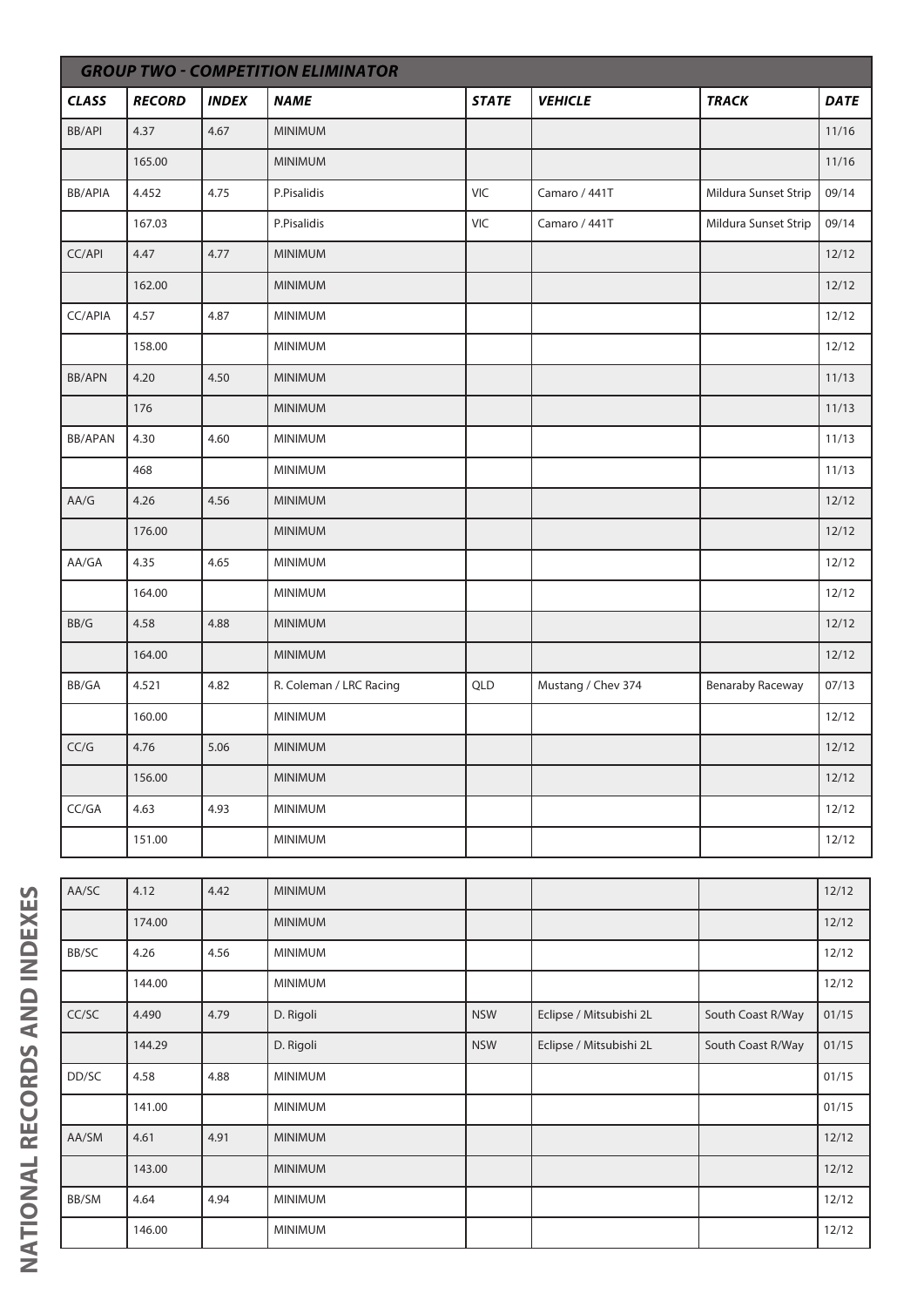## GROUP TWO - COMPETITION ELIMINATOR

| CLASS | RECORD | INDEX | NAME | STATE | VEHICLE | TRACK | DATE |
|---|---|---|---|---|---|---|---|
| BB/API | 4.37 | 4.67 | MINIMUM | | | | 11/16 |
| | 165.00 | | MINIMUM | | | | 11/16 |
| BB/APIA | 4.452 | 4.75 | P.Pisalidis | VIC | Camaro / 441T | Mildura Sunset Strip | 09/14 |
| | 167.03 | | P.Pisalidis | VIC | Camaro / 441T | Mildura Sunset Strip | 09/14 |
| CC/API | 4.47 | 4.77 | MINIMUM | | | | 12/12 |
| | 162.00 | | MINIMUM | | | | 12/12 |
| CC/APIA | 4.57 | 4.87 | MINIMUM | | | | 12/12 |
| | 158.00 | | MINIMUM | | | | 12/12 |
| BB/APN | 4.20 | 4.50 | MINIMUM | | | | 11/13 |
| | 176 | | MINIMUM | | | | 11/13 |
| BB/APAN | 4.30 | 4.60 | MINIMUM | | | | 11/13 |
| | 468 | | MINIMUM | | | | 11/13 |
| AA/G | 4.26 | 4.56 | MINIMUM | | | | 12/12 |
| | 176.00 | | MINIMUM | | | | 12/12 |
| AA/GA | 4.35 | 4.65 | MINIMUM | | | | 12/12 |
| | 164.00 | | MINIMUM | | | | 12/12 |
| BB/G | 4.58 | 4.88 | MINIMUM | | | | 12/12 |
| | 164.00 | | MINIMUM | | | | 12/12 |
| BB/GA | 4.521 | 4.82 | R. Coleman / LRC Racing | QLD | Mustang / Chev 374 | Benaraby Raceway | 07/13 |
| | 160.00 | | MINIMUM | | | | 12/12 |
| CC/G | 4.76 | 5.06 | MINIMUM | | | | 12/12 |
| | 156.00 | | MINIMUM | | | | 12/12 |
| CC/GA | 4.63 | 4.93 | MINIMUM | | | | 12/12 |
| | 151.00 | | MINIMUM | | | | 12/12 |
| AA/SC | 4.12 | 4.42 | MINIMUM | | | | 12/12 |
| | 174.00 | | MINIMUM | | | | 12/12 |
| BB/SC | 4.26 | 4.56 | MINIMUM | | | | 12/12 |
| | 144.00 | | MINIMUM | | | | 12/12 |
| CC/SC | 4.490 | 4.79 | D. Rigoli | NSW | Eclipse / Mitsubishi 2L | South Coast R/Way | 01/15 |
| | 144.29 | | D. Rigoli | NSW | Eclipse / Mitsubishi 2L | South Coast R/Way | 01/15 |
| DD/SC | 4.58 | 4.88 | MINIMUM | | | | 01/15 |
| | 141.00 | | MINIMUM | | | | 01/15 |
| AA/SM | 4.61 | 4.91 | MINIMUM | | | | 12/12 |
| | 143.00 | | MINIMUM | | | | 12/12 |
| BB/SM | 4.64 | 4.94 | MINIMUM | | | | 12/12 |
| | 146.00 | | MINIMUM | | | | 12/12 |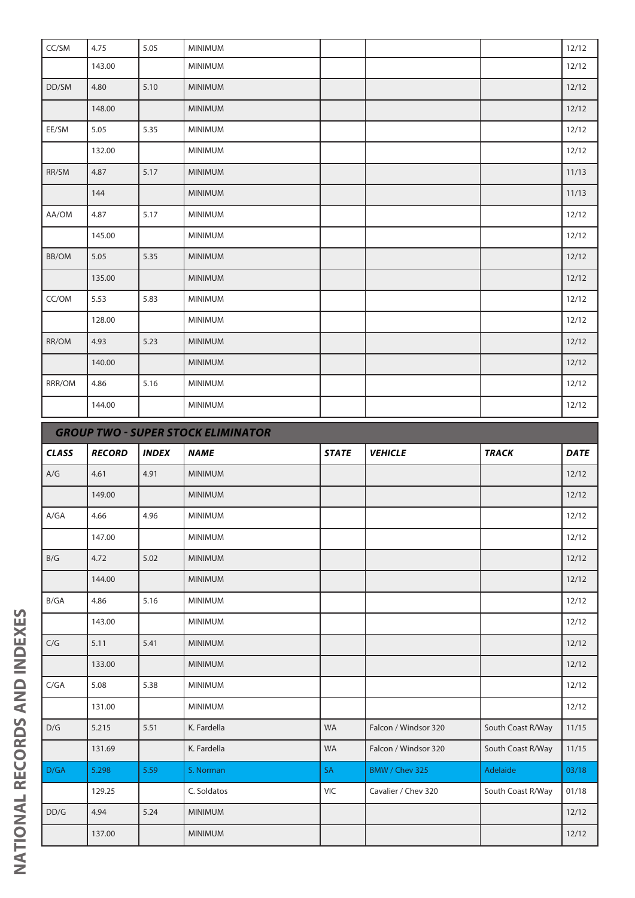| | | | | | | | |
|---|---|---|---|---|---|---|---|
| CC/SM | 4.75 | 5.05 | MINIMUM | | | | 12/12 |
| | 143.00 | | MINIMUM | | | | 12/12 |
| DD/SM | 4.80 | 5.10 | MINIMUM | | | | 12/12 |
| | 148.00 | | MINIMUM | | | | 12/12 |
| EE/SM | 5.05 | 5.35 | MINIMUM | | | | 12/12 |
| | 132.00 | | MINIMUM | | | | 12/12 |
| RR/SM | 4.87 | 5.17 | MINIMUM | | | | 11/13 |
| | 144 | | MINIMUM | | | | 11/13 |
| AA/OM | 4.87 | 5.17 | MINIMUM | | | | 12/12 |
| | 145.00 | | MINIMUM | | | | 12/12 |
| BB/OM | 5.05 | 5.35 | MINIMUM | | | | 12/12 |
| | 135.00 | | MINIMUM | | | | 12/12 |
| CC/OM | 5.53 | 5.83 | MINIMUM | | | | 12/12 |
| | 128.00 | | MINIMUM | | | | 12/12 |
| RR/OM | 4.93 | 5.23 | MINIMUM | | | | 12/12 |
| | 140.00 | | MINIMUM | | | | 12/12 |
| RRR/OM | 4.86 | 5.16 | MINIMUM | | | | 12/12 |
| | 144.00 | | MINIMUM | | | | 12/12 |

## GROUP TWO - SUPER STOCK ELIMINATOR

| CLASS | RECORD | INDEX | NAME | STATE | VEHICLE | TRACK | DATE |
|---|---|---|---|---|---|---|---|
| A/G | 4.61 | 4.91 | MINIMUM | | | | 12/12 |
| | 149.00 | | MINIMUM | | | | 12/12 |
| A/GA | 4.66 | 4.96 | MINIMUM | | | | 12/12 |
| | 147.00 | | MINIMUM | | | | 12/12 |
| B/G | 4.72 | 5.02 | MINIMUM | | | | 12/12 |
| | 144.00 | | MINIMUM | | | | 12/12 |
| B/GA | 4.86 | 5.16 | MINIMUM | | | | 12/12 |
| | 143.00 | | MINIMUM | | | | 12/12 |
| C/G | 5.11 | 5.41 | MINIMUM | | | | 12/12 |
| | 133.00 | | MINIMUM | | | | 12/12 |
| C/GA | 5.08 | 5.38 | MINIMUM | | | | 12/12 |
| | 131.00 | | MINIMUM | | | | 12/12 |
| D/G | 5.215 | 5.51 | K. Fardella | WA | Falcon / Windsor 320 | South Coast R/Way | 11/15 |
| | 131.69 | | K. Fardella | WA | Falcon / Windsor 320 | South Coast R/Way | 11/15 |
| D/GA | 5.298 | 5.59 | S. Norman | SA | BMW / Chev 325 | Adelaide | 03/18 |
| | 129.25 | | C. Soldatos | VIC | Cavalier / Chev 320 | South Coast R/Way | 01/18 |
| DD/G | 4.94 | 5.24 | MINIMUM | | | | 12/12 |
| | 137.00 | | MINIMUM | | | | 12/12 |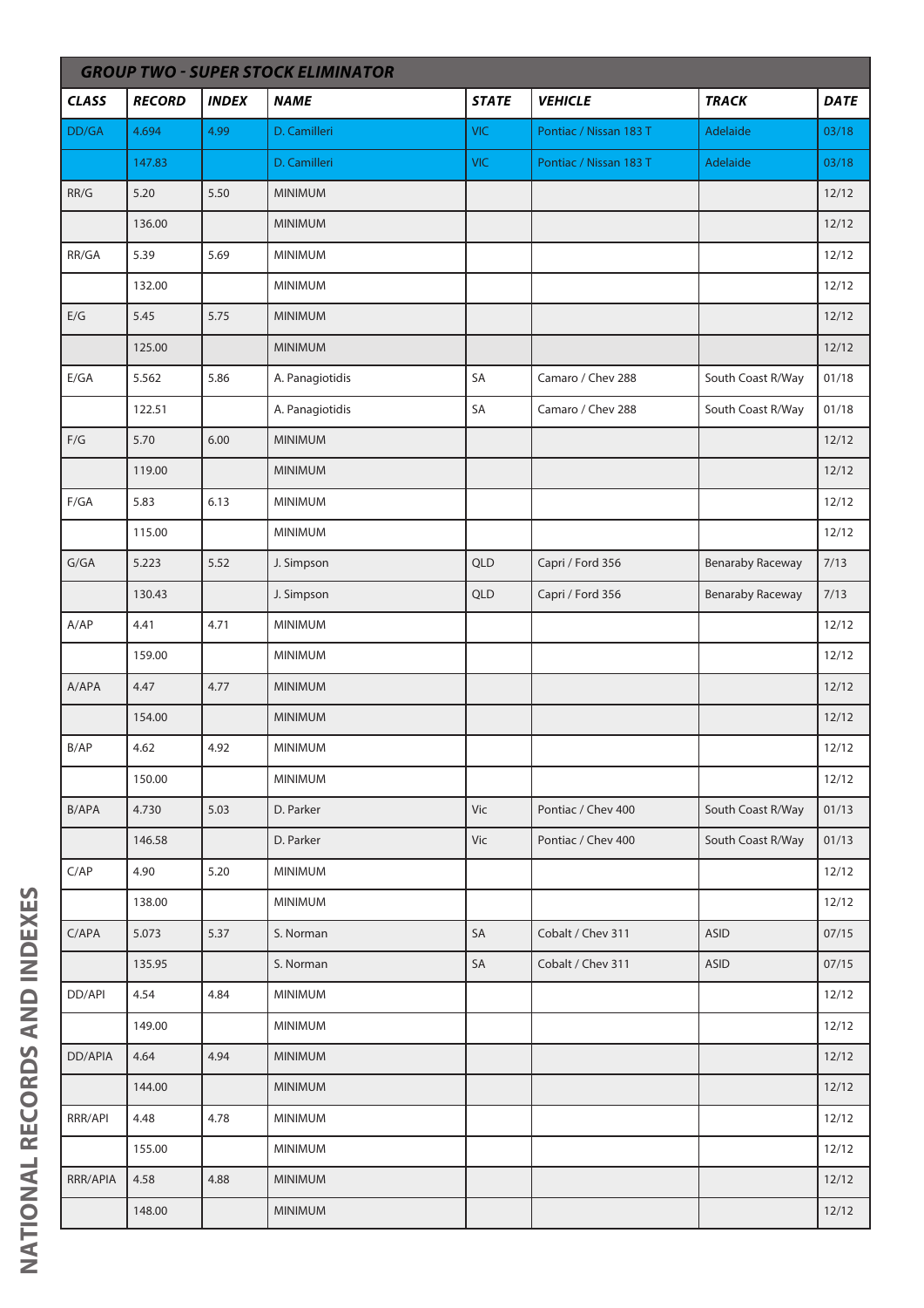| GROUP TWO - SUPER STOCK ELIMINATOR | | | | | | | |
|---|---|---|---|---|---|---|---|
| **CLASS** | **RECORD** | **INDEX** | **NAME** | **STATE** | **VEHICLE** | **TRACK** | **DATE** |
| DD/GA | 4.694 | 4.99 | D. Camilleri | VIC | Pontiac / Nissan 183 T | Adelaide | 03/18 |
| | 147.83 | | D. Camilleri | VIC | Pontiac / Nissan 183 T | Adelaide | 03/18 |
| RR/G | 5.20 | 5.50 | MINIMUM | | | | 12/12 |
| | 136.00 | | MINIMUM | | | | 12/12 |
| RR/GA | 5.39 | 5.69 | MINIMUM | | | | 12/12 |
| | 132.00 | | MINIMUM | | | | 12/12 |
| E/G | 5.45 | 5.75 | MINIMUM | | | | 12/12 |
| | 125.00 | | MINIMUM | | | | 12/12 |
| E/GA | 5.562 | 5.86 | A. Panagiotidis | SA | Camaro / Chev 288 | South Coast R/Way | 01/18 |
| | 122.51 | | A. Panagiotidis | SA | Camaro / Chev 288 | South Coast R/Way | 01/18 |
| F/G | 5.70 | 6.00 | MINIMUM | | | | 12/12 |
| | 119.00 | | MINIMUM | | | | 12/12 |
| F/GA | 5.83 | 6.13 | MINIMUM | | | | 12/12 |
| | 115.00 | | MINIMUM | | | | 12/12 |
| G/GA | 5.223 | 5.52 | J. Simpson | QLD | Capri / Ford 356 | Benaraby Raceway | 7/13 |
| | 130.43 | | J. Simpson | QLD | Capri / Ford 356 | Benaraby Raceway | 7/13 |
| A/AP | 4.41 | 4.71 | MINIMUM | | | | 12/12 |
| | 159.00 | | MINIMUM | | | | 12/12 |
| A/APA | 4.47 | 4.77 | MINIMUM | | | | 12/12 |
| | 154.00 | | MINIMUM | | | | 12/12 |
| B/AP | 4.62 | 4.92 | MINIMUM | | | | 12/12 |
| | 150.00 | | MINIMUM | | | | 12/12 |
| B/APA | 4.730 | 5.03 | D. Parker | Vic | Pontiac / Chev 400 | South Coast R/Way | 01/13 |
| | 146.58 | | D. Parker | Vic | Pontiac / Chev 400 | South Coast R/Way | 01/13 |
| C/AP | 4.90 | 5.20 | MINIMUM | | | | 12/12 |
| | 138.00 | | MINIMUM | | | | 12/12 |
| C/APA | 5.073 | 5.37 | S. Norman | SA | Cobalt / Chev 311 | ASID | 07/15 |
| | 135.95 | | S. Norman | SA | Cobalt / Chev 311 | ASID | 07/15 |
| DD/API | 4.54 | 4.84 | MINIMUM | | | | 12/12 |
| | 149.00 | | MINIMUM | | | | 12/12 |
| DD/APIA | 4.64 | 4.94 | MINIMUM | | | | 12/12 |
| | 144.00 | | MINIMUM | | | | 12/12 |
| RRR/API | 4.48 | 4.78 | MINIMUM | | | | 12/12 |
| | 155.00 | | MINIMUM | | | | 12/12 |
| RRR/APIA | 4.58 | 4.88 | MINIMUM | | | | 12/12 |
| | 148.00 | | MINIMUM | | | | 12/12 |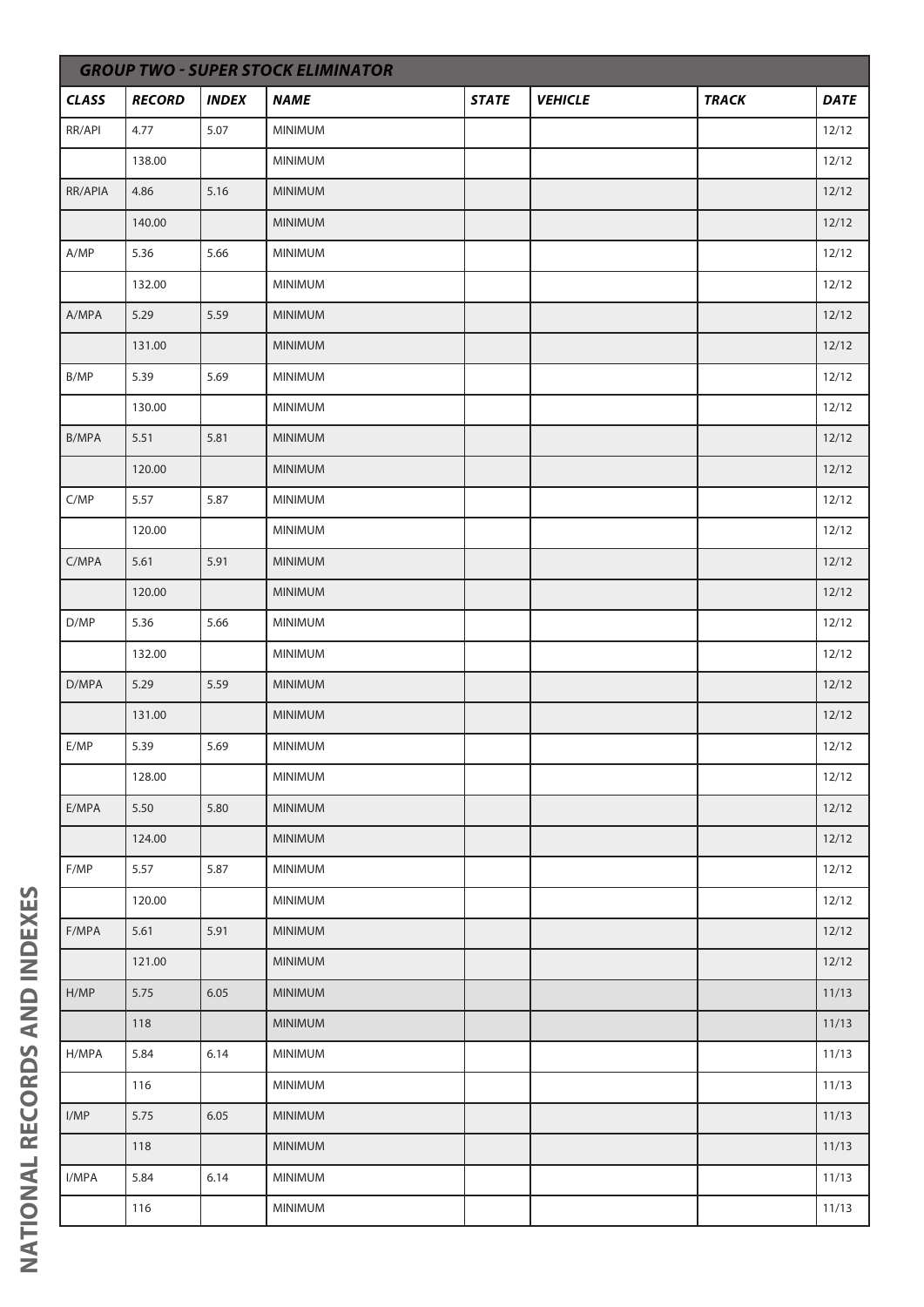## GROUP TWO - SUPER STOCK ELIMINATOR

| CLASS | RECORD | INDEX | NAME | STATE | VEHICLE | TRACK | DATE |
|---|---|---|---|---|---|---|---|
| RR/API | 4.77 | 5.07 | MINIMUM | | | | 12/12 |
| | 138.00 | | MINIMUM | | | | 12/12 |
| RR/APIA | 4.86 | 5.16 | MINIMUM | | | | 12/12 |
| | 140.00 | | MINIMUM | | | | 12/12 |
| A/MP | 5.36 | 5.66 | MINIMUM | | | | 12/12 |
| | 132.00 | | MINIMUM | | | | 12/12 |
| A/MPA | 5.29 | 5.59 | MINIMUM | | | | 12/12 |
| | 131.00 | | MINIMUM | | | | 12/12 |
| B/MP | 5.39 | 5.69 | MINIMUM | | | | 12/12 |
| | 130.00 | | MINIMUM | | | | 12/12 |
| B/MPA | 5.51 | 5.81 | MINIMUM | | | | 12/12 |
| | 120.00 | | MINIMUM | | | | 12/12 |
| C/MP | 5.57 | 5.87 | MINIMUM | | | | 12/12 |
| | 120.00 | | MINIMUM | | | | 12/12 |
| C/MPA | 5.61 | 5.91 | MINIMUM | | | | 12/12 |
| | 120.00 | | MINIMUM | | | | 12/12 |
| D/MP | 5.36 | 5.66 | MINIMUM | | | | 12/12 |
| | 132.00 | | MINIMUM | | | | 12/12 |
| D/MPA | 5.29 | 5.59 | MINIMUM | | | | 12/12 |
| | 131.00 | | MINIMUM | | | | 12/12 |
| E/MP | 5.39 | 5.69 | MINIMUM | | | | 12/12 |
| | 128.00 | | MINIMUM | | | | 12/12 |
| E/MPA | 5.50 | 5.80 | MINIMUM | | | | 12/12 |
| | 124.00 | | MINIMUM | | | | 12/12 |
| F/MP | 5.57 | 5.87 | MINIMUM | | | | 12/12 |
| | 120.00 | | MINIMUM | | | | 12/12 |
| F/MPA | 5.61 | 5.91 | MINIMUM | | | | 12/12 |
| | 121.00 | | MINIMUM | | | | 12/12 |
| H/MP | 5.75 | 6.05 | MINIMUM | | | | 11/13 |
| | 118 | | MINIMUM | | | | 11/13 |
| H/MPA | 5.84 | 6.14 | MINIMUM | | | | 11/13 |
| | 116 | | MINIMUM | | | | 11/13 |
| I/MP | 5.75 | 6.05 | MINIMUM | | | | 11/13 |
| | 118 | | MINIMUM | | | | 11/13 |
| I/MPA | 5.84 | 6.14 | MINIMUM | | | | 11/13 |
| | 116 | | MINIMUM | | | | 11/13 |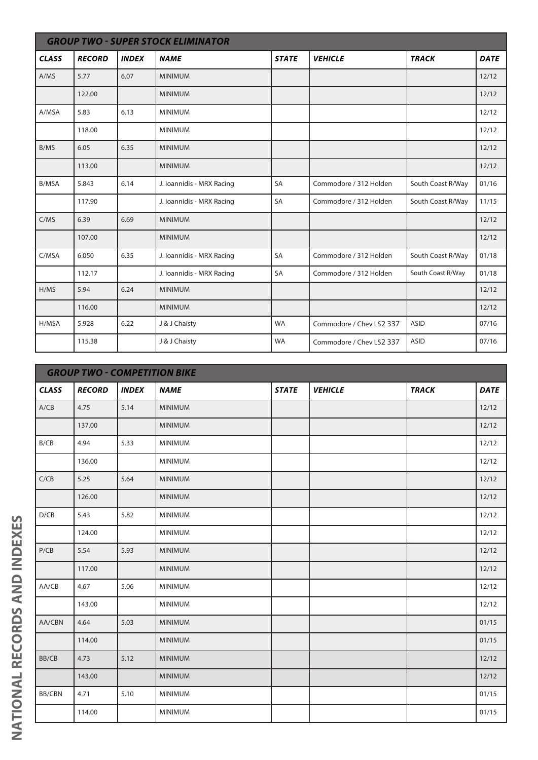## GROUP TWO - SUPER STOCK ELIMINATOR

| CLASS | RECORD | INDEX | NAME | STATE | VEHICLE | TRACK | DATE |
|---|---|---|---|---|---|---|---|
| A/MS | 5.77 | 6.07 | MINIMUM | | | | 12/12 |
| | 122.00 | | MINIMUM | | | | 12/12 |
| A/MSA | 5.83 | 6.13 | MINIMUM | | | | 12/12 |
| | 118.00 | | MINIMUM | | | | 12/12 |
| B/MS | 6.05 | 6.35 | MINIMUM | | | | 12/12 |
| | 113.00 | | MINIMUM | | | | 12/12 |
| B/MSA | 5.843 | 6.14 | J. Ioannidis - MRX Racing | SA | Commodore / 312 Holden | South Coast R/Way | 01/16 |
| | 117.90 | | J. Ioannidis - MRX Racing | SA | Commodore / 312 Holden | South Coast R/Way | 11/15 |
| C/MS | 6.39 | 6.69 | MINIMUM | | | | 12/12 |
| | 107.00 | | MINIMUM | | | | 12/12 |
| C/MSA | 6.050 | 6.35 | J. Ioannidis - MRX Racing | SA | Commodore / 312 Holden | South Coast R/Way | 01/18 |
| | 112.17 | | J. Ioannidis - MRX Racing | SA | Commodore / 312 Holden | South Coast R/Way | 01/18 |
| H/MS | 5.94 | 6.24 | MINIMUM | | | | 12/12 |
| | 116.00 | | MINIMUM | | | | 12/12 |
| H/MSA | 5.928 | 6.22 | J & J Chaisty | WA | Commodore / Chev LS2 337 | ASID | 07/16 |
| | 115.38 | | J & J Chaisty | WA | Commodore / Chev LS2 337 | ASID | 07/16 |

## GROUP TWO - COMPETITION BIKE

| CLASS | RECORD | INDEX | NAME | STATE | VEHICLE | TRACK | DATE |
|---|---|---|---|---|---|---|---|
| A/CB | 4.75 | 5.14 | MINIMUM | | | | 12/12 |
| | 137.00 | | MINIMUM | | | | 12/12 |
| B/CB | 4.94 | 5.33 | MINIMUM | | | | 12/12 |
| | 136.00 | | MINIMUM | | | | 12/12 |
| C/CB | 5.25 | 5.64 | MINIMUM | | | | 12/12 |
| | 126.00 | | MINIMUM | | | | 12/12 |
| D/CB | 5.43 | 5.82 | MINIMUM | | | | 12/12 |
| | 124.00 | | MINIMUM | | | | 12/12 |
| P/CB | 5.54 | 5.93 | MINIMUM | | | | 12/12 |
| | 117.00 | | MINIMUM | | | | 12/12 |
| AA/CB | 4.67 | 5.06 | MINIMUM | | | | 12/12 |
| | 143.00 | | MINIMUM | | | | 12/12 |
| AA/CBN | 4.64 | 5.03 | MINIMUM | | | | 01/15 |
| | 114.00 | | MINIMUM | | | | 01/15 |
| BB/CB | 4.73 | 5.12 | MINIMUM | | | | 12/12 |
| | 143.00 | | MINIMUM | | | | 12/12 |
| BB/CBN | 4.71 | 5.10 | MINIMUM | | | | 01/15 |
| | 114.00 | | MINIMUM | | | | 01/15 |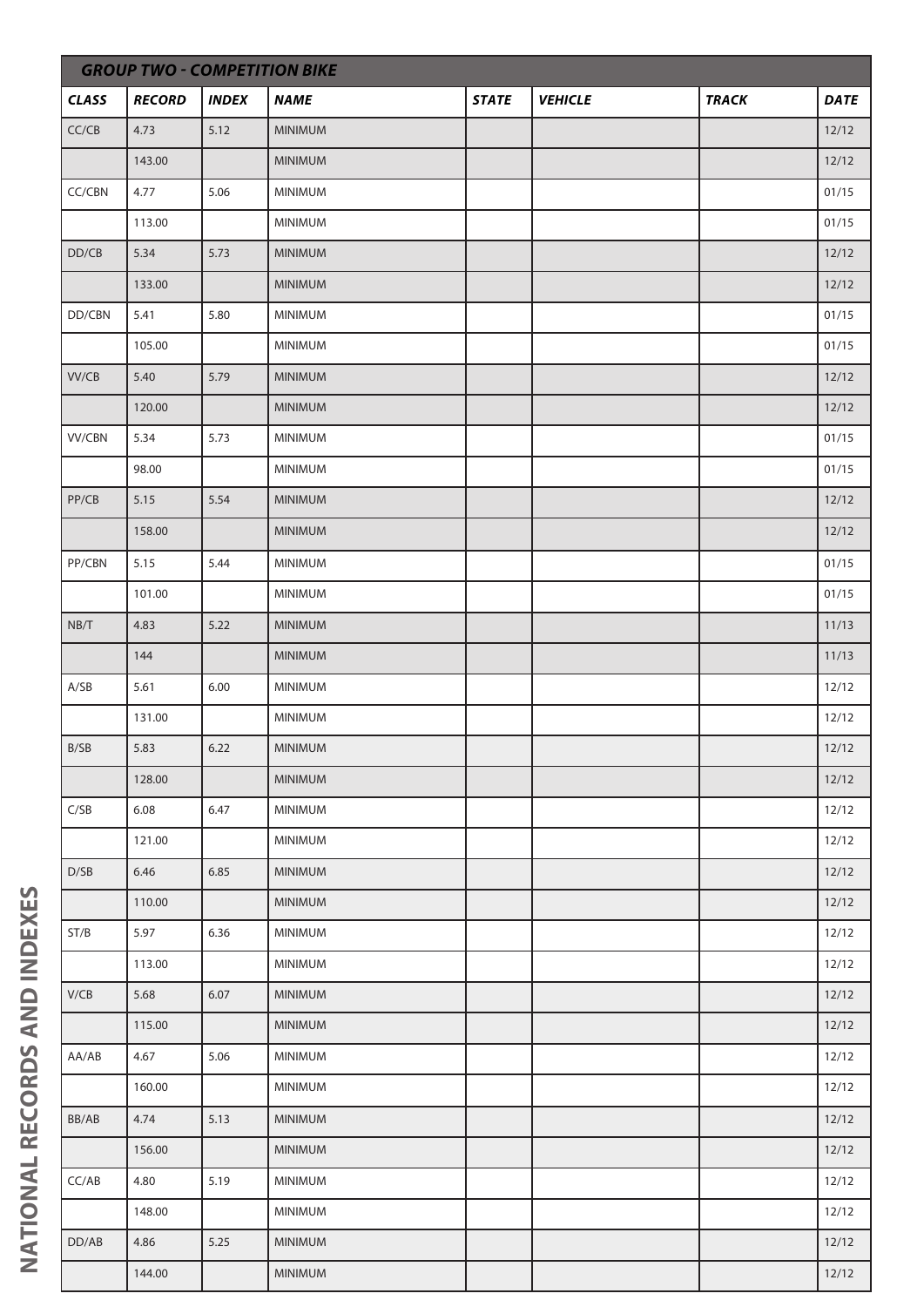| GROUP TWO - COMPETITION BIKE | | | | | | | |
|---|---|---|---|---|---|---|---|
| ***CLASS*** | ***RECORD*** | ***INDEX*** | ***NAME*** | ***STATE*** | ***VEHICLE*** | ***TRACK*** | ***DATE*** |
| CC/CB | 4.73 | 5.12 | MINIMUM | | | | 12/12 |
| | 143.00 | | MINIMUM | | | | 12/12 |
| CC/CBN | 4.77 | 5.06 | MINIMUM | | | | 01/15 |
| | 113.00 | | MINIMUM | | | | 01/15 |
| DD/CB | 5.34 | 5.73 | MINIMUM | | | | 12/12 |
| | 133.00 | | MINIMUM | | | | 12/12 |
| DD/CBN | 5.41 | 5.80 | MINIMUM | | | | 01/15 |
| | 105.00 | | MINIMUM | | | | 01/15 |
| VV/CB | 5.40 | 5.79 | MINIMUM | | | | 12/12 |
| | 120.00 | | MINIMUM | | | | 12/12 |
| VV/CBN | 5.34 | 5.73 | MINIMUM | | | | 01/15 |
| | 98.00 | | MINIMUM | | | | 01/15 |
| PP/CB | 5.15 | 5.54 | MINIMUM | | | | 12/12 |
| | 158.00 | | MINIMUM | | | | 12/12 |
| PP/CBN | 5.15 | 5.44 | MINIMUM | | | | 01/15 |
| | 101.00 | | MINIMUM | | | | 01/15 |
| NB/T | 4.83 | 5.22 | MINIMUM | | | | 11/13 |
| | 144 | | MINIMUM | | | | 11/13 |
| A/SB | 5.61 | 6.00 | MINIMUM | | | | 12/12 |
| | 131.00 | | MINIMUM | | | | 12/12 |
| B/SB | 5.83 | 6.22 | MINIMUM | | | | 12/12 |
| | 128.00 | | MINIMUM | | | | 12/12 |
| C/SB | 6.08 | 6.47 | MINIMUM | | | | 12/12 |
| | 121.00 | | MINIMUM | | | | 12/12 |
| D/SB | 6.46 | 6.85 | MINIMUM | | | | 12/12 |
| | 110.00 | | MINIMUM | | | | 12/12 |
| ST/B | 5.97 | 6.36 | MINIMUM | | | | 12/12 |
| | 113.00 | | MINIMUM | | | | 12/12 |
| V/CB | 5.68 | 6.07 | MINIMUM | | | | 12/12 |
| | 115.00 | | MINIMUM | | | | 12/12 |
| AA/AB | 4.67 | 5.06 | MINIMUM | | | | 12/12 |
| | 160.00 | | MINIMUM | | | | 12/12 |
| BB/AB | 4.74 | 5.13 | MINIMUM | | | | 12/12 |
| | 156.00 | | MINIMUM | | | | 12/12 |
| CC/AB | 4.80 | 5.19 | MINIMUM | | | | 12/12 |
| | 148.00 | | MINIMUM | | | | 12/12 |
| DD/AB | 4.86 | 5.25 | MINIMUM | | | | 12/12 |
| | 144.00 | | MINIMUM | | | | 12/12 |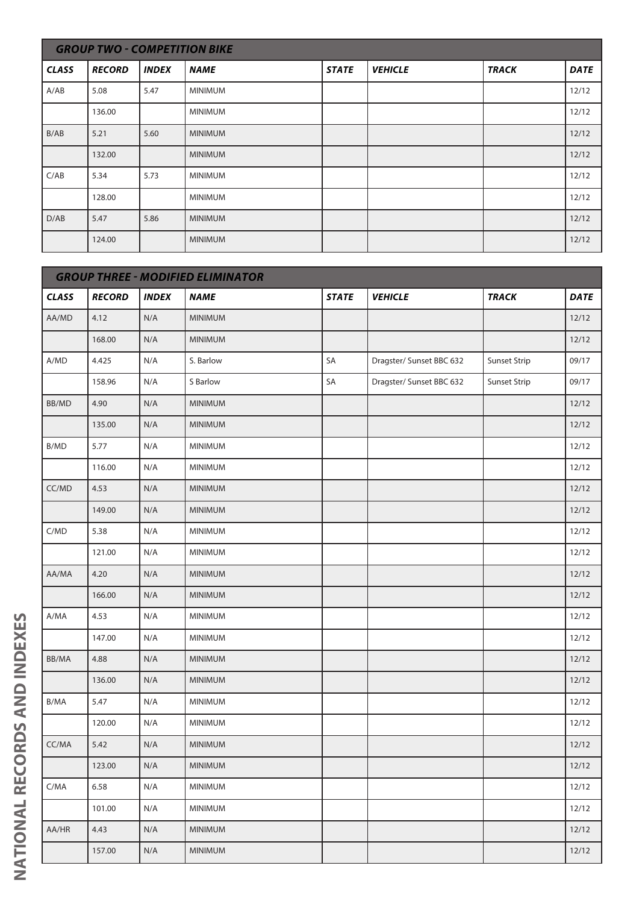| GROUP TWO - COMPETITION BIKE | | | | | | | |
|---|---|---|---|---|---|---|---|
| **CLASS** | **RECORD** | **INDEX** | **NAME** | **STATE** | **VEHICLE** | **TRACK** | **DATE** |
| A/AB | 5.08 | 5.47 | MINIMUM | | | | 12/12 |
| | 136.00 | | MINIMUM | | | | 12/12 |
| B/AB | 5.21 | 5.60 | MINIMUM | | | | 12/12 |
| | 132.00 | | MINIMUM | | | | 12/12 |
| C/AB | 5.34 | 5.73 | MINIMUM | | | | 12/12 |
| | 128.00 | | MINIMUM | | | | 12/12 |
| D/AB | 5.47 | 5.86 | MINIMUM | | | | 12/12 |
| | 124.00 | | MINIMUM | | | | 12/12 |

| GROUP THREE - MODIFIED ELIMINATOR | | | | | | | |
|---|---|---|---|---|---|---|---|
| **CLASS** | **RECORD** | **INDEX** | **NAME** | **STATE** | **VEHICLE** | **TRACK** | **DATE** |
| AA/MD | 4.12 | N/A | MINIMUM | | | | 12/12 |
| | 168.00 | N/A | MINIMUM | | | | 12/12 |
| A/MD | 4.425 | N/A | S. Barlow | SA | Dragster/ Sunset BBC 632 | Sunset Strip | 09/17 |
| | 158.96 | N/A | S Barlow | SA | Dragster/ Sunset BBC 632 | Sunset Strip | 09/17 |
| BB/MD | 4.90 | N/A | MINIMUM | | | | 12/12 |
| | 135.00 | N/A | MINIMUM | | | | 12/12 |
| B/MD | 5.77 | N/A | MINIMUM | | | | 12/12 |
| | 116.00 | N/A | MINIMUM | | | | 12/12 |
| CC/MD | 4.53 | N/A | MINIMUM | | | | 12/12 |
| | 149.00 | N/A | MINIMUM | | | | 12/12 |
| C/MD | 5.38 | N/A | MINIMUM | | | | 12/12 |
| | 121.00 | N/A | MINIMUM | | | | 12/12 |
| AA/MA | 4.20 | N/A | MINIMUM | | | | 12/12 |
| | 166.00 | N/A | MINIMUM | | | | 12/12 |
| A/MA | 4.53 | N/A | MINIMUM | | | | 12/12 |
| | 147.00 | N/A | MINIMUM | | | | 12/12 |
| BB/MA | 4.88 | N/A | MINIMUM | | | | 12/12 |
| | 136.00 | N/A | MINIMUM | | | | 12/12 |
| B/MA | 5.47 | N/A | MINIMUM | | | | 12/12 |
| | 120.00 | N/A | MINIMUM | | | | 12/12 |
| CC/MA | 5.42 | N/A | MINIMUM | | | | 12/12 |
| | 123.00 | N/A | MINIMUM | | | | 12/12 |
| C/MA | 6.58 | N/A | MINIMUM | | | | 12/12 |
| | 101.00 | N/A | MINIMUM | | | | 12/12 |
| AA/HR | 4.43 | N/A | MINIMUM | | | | 12/12 |
| | 157.00 | N/A | MINIMUM | | | | 12/12 |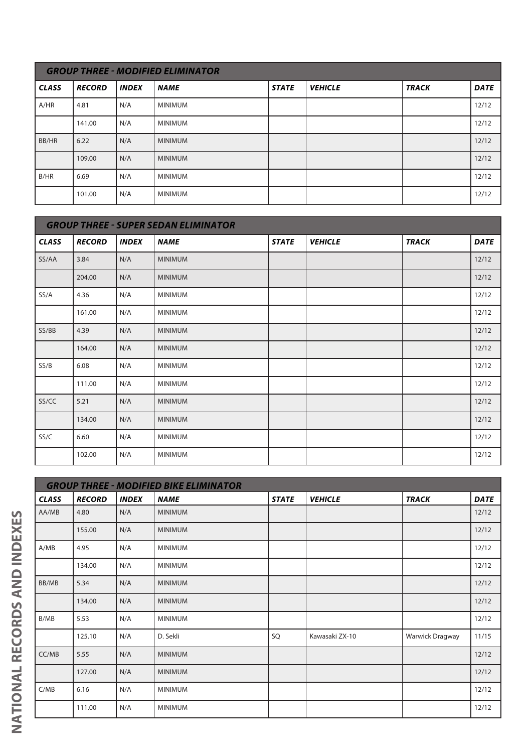| GROUP THREE - MODIFIED ELIMINATOR | | | | | | | |
|---|---|---|---|---|---|---|---|
| **CLASS** | **RECORD** | **INDEX** | **NAME** | **STATE** | **VEHICLE** | **TRACK** | **DATE** |
| A/HR | 4.81 | N/A | MINIMUM | | | | 12/12 |
| | 141.00 | N/A | MINIMUM | | | | 12/12 |
| BB/HR | 6.22 | N/A | MINIMUM | | | | 12/12 |
| | 109.00 | N/A | MINIMUM | | | | 12/12 |
| B/HR | 6.69 | N/A | MINIMUM | | | | 12/12 |
| | 101.00 | N/A | MINIMUM | | | | 12/12 |

| GROUP THREE - SUPER SEDAN ELIMINATOR | | | | | | | |
|---|---|---|---|---|---|---|---|
| **CLASS** | **RECORD** | **INDEX** | **NAME** | **STATE** | **VEHICLE** | **TRACK** | **DATE** |
| SS/AA | 3.84 | N/A | MINIMUM | | | | 12/12 |
| | 204.00 | N/A | MINIMUM | | | | 12/12 |
| SS/A | 4.36 | N/A | MINIMUM | | | | 12/12 |
| | 161.00 | N/A | MINIMUM | | | | 12/12 |
| SS/BB | 4.39 | N/A | MINIMUM | | | | 12/12 |
| | 164.00 | N/A | MINIMUM | | | | 12/12 |
| SS/B | 6.08 | N/A | MINIMUM | | | | 12/12 |
| | 111.00 | N/A | MINIMUM | | | | 12/12 |
| SS/CC | 5.21 | N/A | MINIMUM | | | | 12/12 |
| | 134.00 | N/A | MINIMUM | | | | 12/12 |
| SS/C | 6.60 | N/A | MINIMUM | | | | 12/12 |
| | 102.00 | N/A | MINIMUM | | | | 12/12 |

| GROUP THREE - MODIFIED BIKE ELIMINATOR | | | | | | | |
|---|---|---|---|---|---|---|---|
| **CLASS** | **RECORD** | **INDEX** | **NAME** | **STATE** | **VEHICLE** | **TRACK** | **DATE** |
| AA/MB | 4.80 | N/A | MINIMUM | | | | 12/12 |
| | 155.00 | N/A | MINIMUM | | | | 12/12 |
| A/MB | 4.95 | N/A | MINIMUM | | | | 12/12 |
| | 134.00 | N/A | MINIMUM | | | | 12/12 |
| BB/MB | 5.34 | N/A | MINIMUM | | | | 12/12 |
| | 134.00 | N/A | MINIMUM | | | | 12/12 |
| B/MB | 5.53 | N/A | MINIMUM | | | | 12/12 |
| | 125.10 | N/A | D. Sekli | SQ | Kawasaki ZX-10 | Warwick Dragway | 11/15 |
| CC/MB | 5.55 | N/A | MINIMUM | | | | 12/12 |
| | 127.00 | N/A | MINIMUM | | | | 12/12 |
| C/MB | 6.16 | N/A | MINIMUM | | | | 12/12 |
| | 111.00 | N/A | MINIMUM | | | | 12/12 |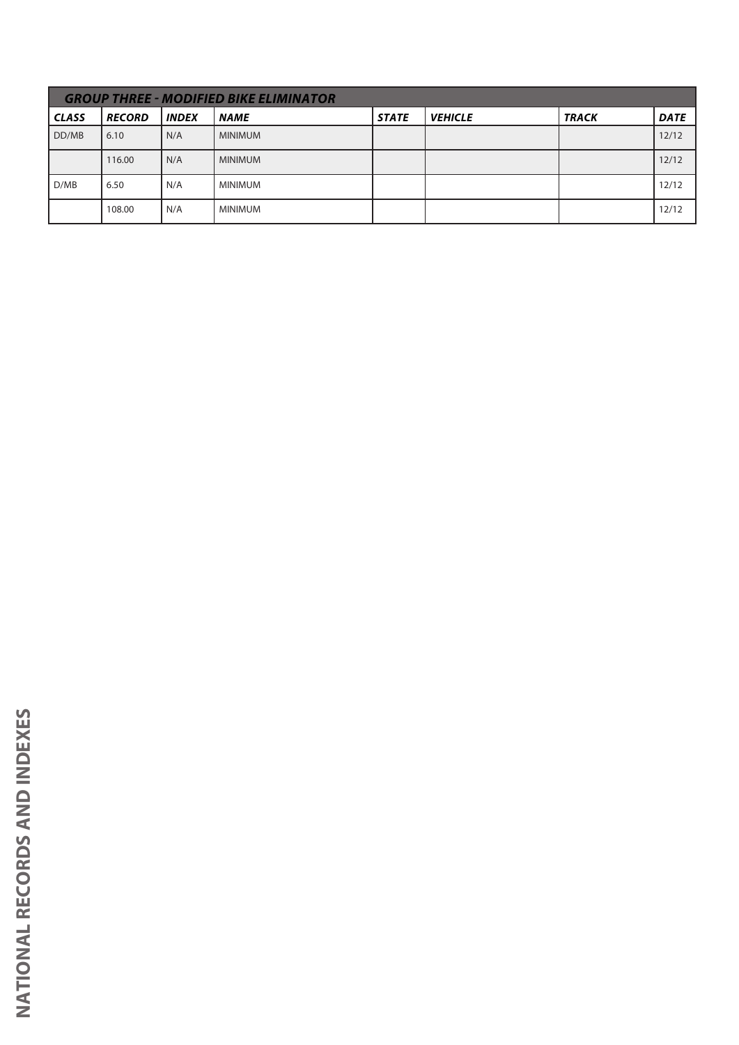| GROUP THREE - MODIFIED BIKE ELIMINATOR | | | | | | | |
|---|---|---|---|---|---|---|---|
| ***CLASS*** | ***RECORD*** | ***INDEX*** | ***NAME*** | ***STATE*** | ***VEHICLE*** | ***TRACK*** | ***DATE*** |
| DD/MB | 6.10 | N/A | MINIMUM | | | | 12/12 |
| | 116.00 | N/A | MINIMUM | | | | 12/12 |
| D/MB | 6.50 | N/A | MINIMUM | | | | 12/12 |
| | 108.00 | N/A | MINIMUM | | | | 12/12 |